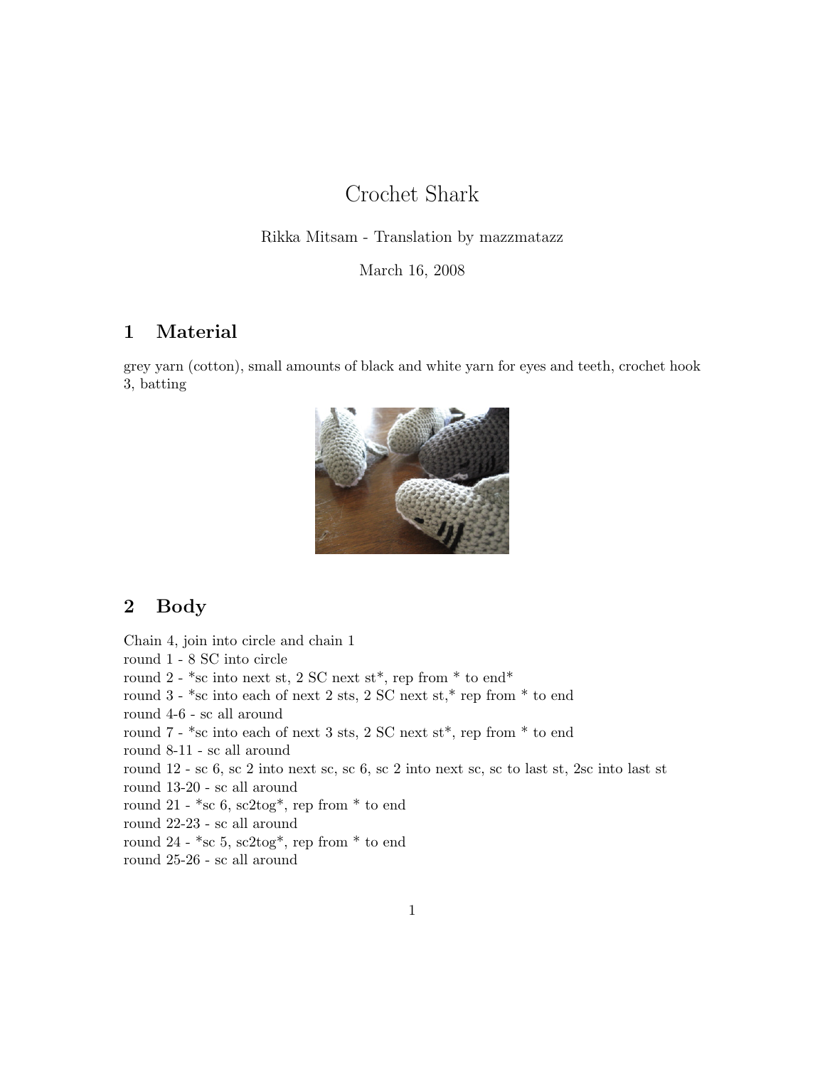# Crochet Shark

Rikka Mitsam - Translation by mazzmatazz

March 16, 2008

## 1 Material

grey yarn (cotton), small amounts of black and white yarn for eyes and teeth, crochet hook 3, batting

## 2 Body

Chain 4, join into circle and chain 1
round 1 - 8 SC into circle
round 2 - *sc into next st, 2 SC next st*, rep from * to end*
round 3 - *sc into each of next 2 sts, 2 SC next st,* rep from * to end
round 4-6 - sc all around
round 7 - *sc into each of next 3 sts, 2 SC next st*, rep from * to end
round 8-11 - sc all around
round 12 - sc 6, sc 2 into next sc, sc 6, sc 2 into next sc, sc to last st, 2sc into last st
round 13-20 - sc all around
round 21 - *sc 6, sc2tog*, rep from * to end
round 22-23 - sc all around
round 24 - *sc 5, sc2tog*, rep from * to end
round 25-26 - sc all around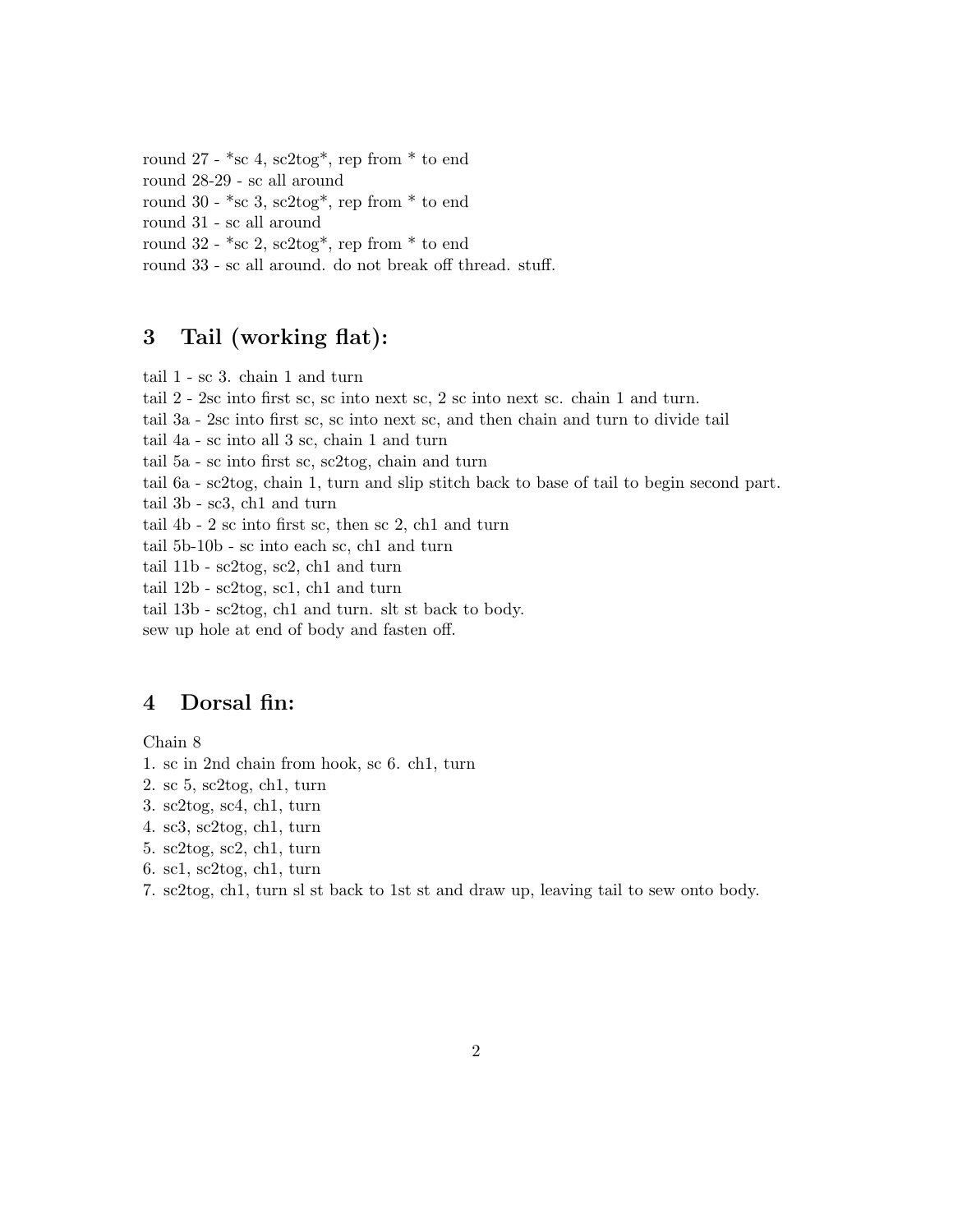round 27 - *sc 4, sc2tog*, rep from * to end
round 28-29 - sc all around
round 30 - *sc 3, sc2tog*, rep from * to end
round 31 - sc all around
round 32 - *sc 2, sc2tog*, rep from * to end
round 33 - sc all around. do not break off thread. stuff.

## 3 Tail (working flat):

tail 1 - sc 3. chain 1 and turn
tail 2 - 2sc into first sc, sc into next sc, 2 sc into next sc. chain 1 and turn.
tail 3a - 2sc into first sc, sc into next sc, and then chain and turn to divide tail
tail 4a - sc into all 3 sc, chain 1 and turn
tail 5a - sc into first sc, sc2tog, chain and turn
tail 6a - sc2tog, chain 1, turn and slip stitch back to base of tail to begin second part.
tail 3b - sc3, ch1 and turn
tail 4b - 2 sc into first sc, then sc 2, ch1 and turn
tail 5b-10b - sc into each sc, ch1 and turn
tail 11b - sc2tog, sc2, ch1 and turn
tail 12b - sc2tog, sc1, ch1 and turn
tail 13b - sc2tog, ch1 and turn. slt st back to body.
sew up hole at end of body and fasten off.

## 4 Dorsal fin:

Chain 8

1. sc in 2nd chain from hook, sc 6. ch1, turn
2. sc 5, sc2tog, ch1, turn
3. sc2tog, sc4, ch1, turn
4. sc3, sc2tog, ch1, turn
5. sc2tog, sc2, ch1, turn
6. sc1, sc2tog, ch1, turn
7. sc2tog, ch1, turn sl st back to 1st st and draw up, leaving tail to sew onto body.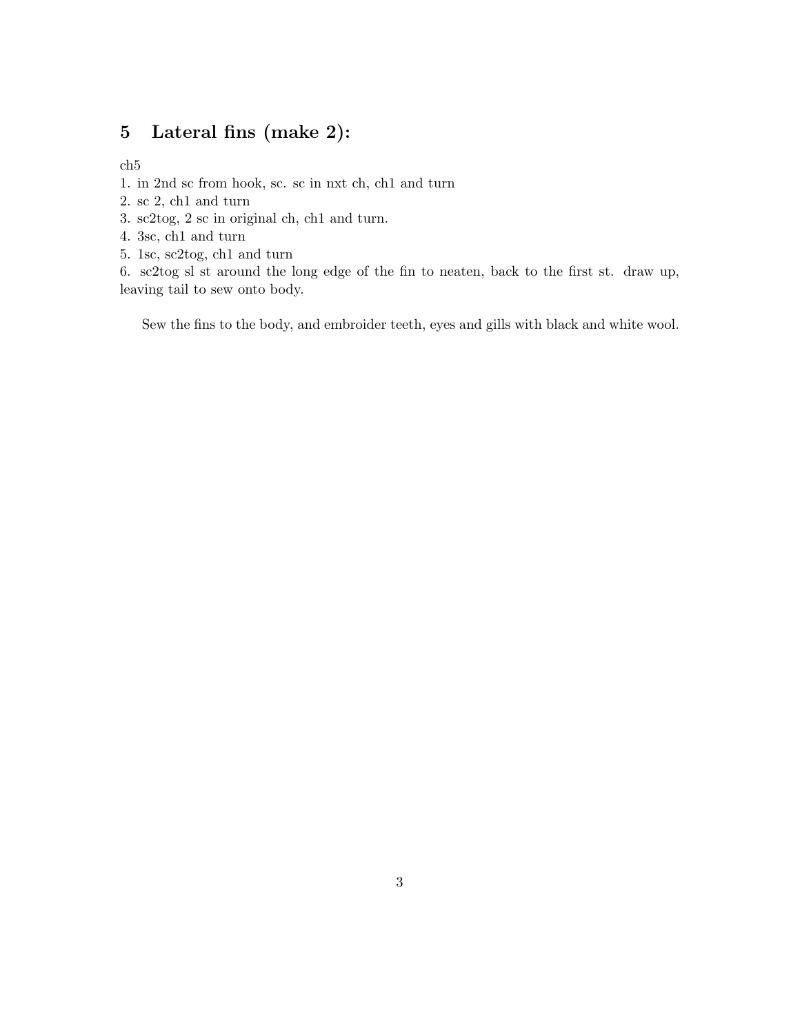## 5 Lateral fins (make 2):

ch5

1. in 2nd sc from hook, sc. sc in nxt ch, ch1 and turn
2. sc 2, ch1 and turn
3. sc2tog, 2 sc in original ch, ch1 and turn.
4. 3sc, ch1 and turn
5. 1sc, sc2tog, ch1 and turn
6. sc2tog sl st around the long edge of the fin to neaten, back to the first st. draw up, leaving tail to sew onto body.

Sew the fins to the body, and embroider teeth, eyes and gills with black and white wool.